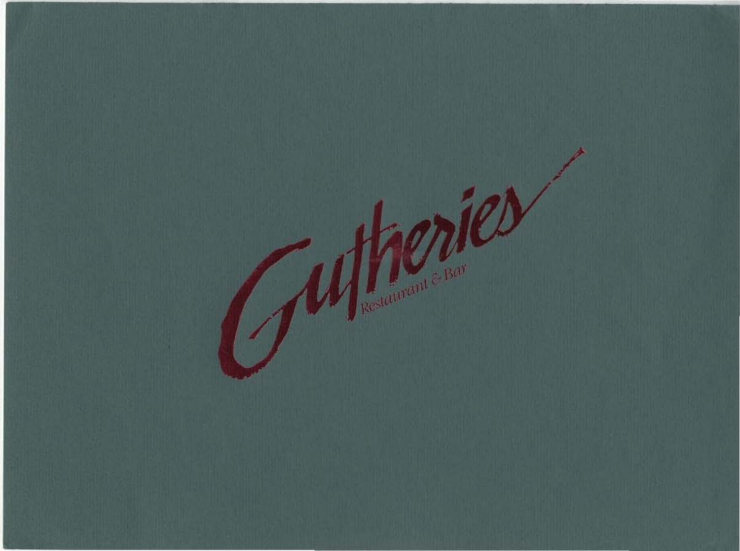# Gutheries

Restaurant & Bar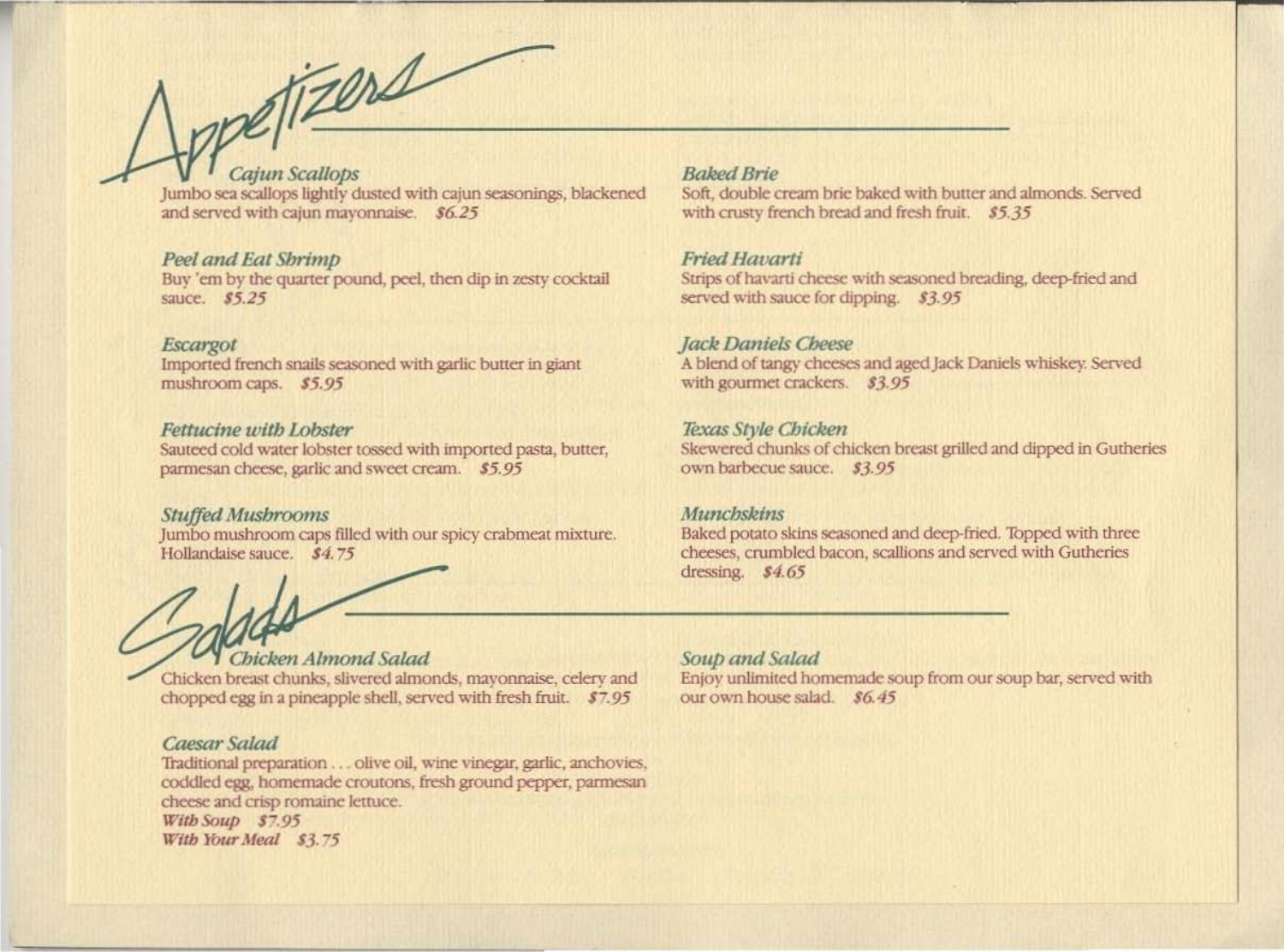# Appetizers

### *Cajun Scallops*
Jumbo sea scallops lightly dusted with cajun seasonings, blackened and served with cajun mayonnaise. *$6.25*

### *Peel and Eat Shrimp*
Buy 'em by the quarter pound, peel, then dip in zesty cocktail sauce. *$5.25*

### *Escargot*
Imported french snails seasoned with garlic butter in giant mushroom caps. *$5.95*

### *Fettucine with Lobster*
Sauteed cold water lobster tossed with imported pasta, butter, parmesan cheese, garlic and sweet cream. *$5.95*

### *Stuffed Mushrooms*
Jumbo mushroom caps filled with our spicy crabmeat mixture. Hollandaise sauce. *$4.75*

### *Baked Brie*
Soft, double cream brie baked with butter and almonds. Served with crusty french bread and fresh fruit. *$5.35*

### *Fried Havarti*
Strips of havarti cheese with seasoned breading, deep-fried and served with sauce for dipping. *$3.95*

### *Jack Daniels Cheese*
A blend of tangy cheeses and aged Jack Daniels whiskey. Served with gourmet crackers. *$3.95*

### *Texas Style Chicken*
Skewered chunks of chicken breast grilled and dipped in Gutheries own barbecue sauce. *$3.95*

### *Munchskins*
Baked potato skins seasoned and deep-fried. Topped with three cheeses, crumbled bacon, scallions and served with Gutheries dressing. *$4.65*

# Salads

### *Chicken Almond Salad*
Chicken breast chunks, slivered almonds, mayonnaise, celery and chopped egg in a pineapple shell, served with fresh fruit. *$7.95*

### *Caesar Salad*
Traditional preparation . . . olive oil, wine vinegar, garlic, anchovies, coddled egg, homemade croutons, fresh ground pepper, parmesan cheese and crisp romaine lettuce.

***With Soup*** *$7.95*
***With Your Meal*** *$3.75*

### *Soup and Salad*
Enjoy unlimited homemade soup from our soup bar, served with our own house salad. *$6.45*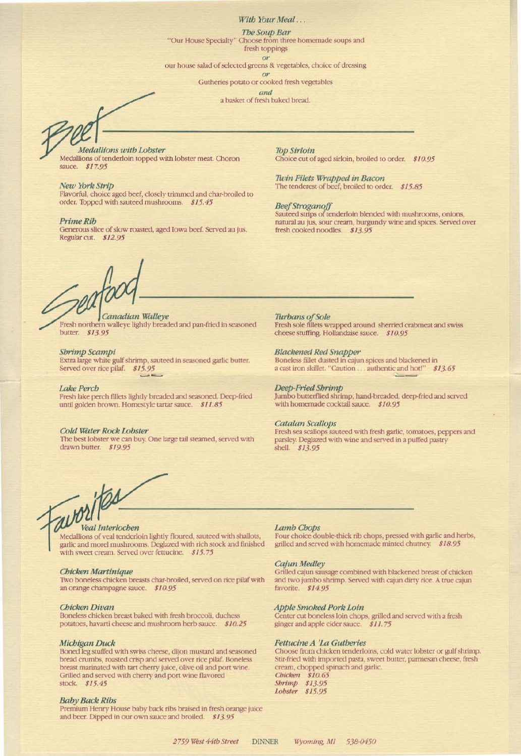*With Your Meal . . .*

*The Soup Bar*
"Our House Specialty" Choose from three homemade soups and fresh toppings

*or*

our house salad of selected greens & vegetables, choice of dressing

*or*

Gutheries potato or cooked fresh vegetables

*and*

a basket of fresh baked bread.

## Beef

*Medallions with Lobster*
Medallions of tenderloin topped with lobster meat. Choron sauce. *$17.95*

*New York Strip*
Flavorful, choice aged beef, closely trimmed and char-broiled to order. Topped with sauteed mushrooms. *$15.45*

*Prime Rib*
Generous slice of slow roasted, aged Iowa beef. Served au jus. Regular cut. *$12.95*

*Top Sirloin*
Choice cut of aged sirloin, broiled to order. *$10.95*

*Twin Filets Wrapped in Bacon*
The tenderest of beef, broiled to order. *$15.85*

*Beef Stroganoff*
Sauteed strips of tenderloin blended with mushrooms, onions, natural au jus, sour cream, burgundy wine and spices. Served over fresh cooked noodles. *$13.95*

## Seafood

*Canadian Walleye*
Fresh northern walleye lightly breaded and pan-fried in seasoned butter. *$13.95*

*Shrimp Scampi*
Extra large white gulf shrimp, sauteed in seasoned garlic butter. Served over rice pilaf. *$15.95*

*Lake Perch*
Fresh lake perch fillets lightly breaded and seasoned. Deep-fried until golden brown. Homestyle tartar sauce. *$11.85*

*Cold Water Rock Lobster*
The best lobster we can buy. One large tail steamed, served with drawn butter. *$19.95*

*Turbans of Sole*
Fresh sole fillets wrapped around sherried crabmeat and swiss cheese stuffing. Hollandaise sauce. *$10.95*

*Blackened Red Snapper*
Boneless fillet dusted in cajun spices and blackened in a cast iron skillet. "Caution . . . authentic and hot!" *$13.65*

*Deep-Fried Shrimp*
Jumbo butterflied shrimp, hand-breaded, deep-fried and served with homemade cocktail sauce. *$10.95*

*Catalan Scallops*
Fresh sea scallops sauteed with fresh garlic, tomatoes, peppers and parsley. Deglazed with wine and served in a puffed pastry shell. *$13.95*

## Favorites

*Veal Interlochen*
Medallions of veal tenderloin lightly floured, sauteed with shallots, garlic and morel mushrooms. Deglazed with rich stock and finished with sweet cream. Served over fettucine. *$15.75*

*Chicken Martinique*
Two boneless chicken breasts char-broiled, served on rice pilaf with an orange champagne sauce. *$10.95*

*Chicken Divan*
Boneless chicken breast baked with fresh broccoli, duchess potatoes, havarti cheese and mushroom herb sauce. *$10.25*

*Michigan Duck*
Boned leg stuffed with swiss cheese, dijon mustard and seasoned bread crumbs, roasted crisp and served over rice pilaf. Boneless breast marinated with tart cherry juice, olive oil and port wine. Grilled and served with cherry and port wine flavored stock. *$15.45*

*Baby Back Ribs*
Premium Henry House baby back ribs braised in fresh orange juice and beer. Dipped in our own sauce and broiled. *$13.95*

*Lamb Chops*
Four choice double-thick rib chops, pressed with garlic and herbs, grilled and served with homemade minted chutney. *$18.95*

*Cajun Medley*
Grilled cajun sausage combined with blackened breast of chicken and two jumbo shrimp. Served with cajun dirty rice. A true cajun favorite. *$14.95*

*Apple Smoked Pork Loin*
Center cut boneless loin chops, grilled and served with a fresh ginger and apple cider sauce. *$11.75*

*Fettucine A 'La Gutheries*
Choose from chicken tenderloins, cold water lobster or gulf shrimp. Stir-fried with imported pasta, sweet butter, parmesan cheese, fresh cream, chopped spinach and garlic.
*Chicken $10.65*
*Shrimp $13.95*
*Lobster $15.95*

2759 West 44th Street DINNER *Wyoming, MI* 538-0450